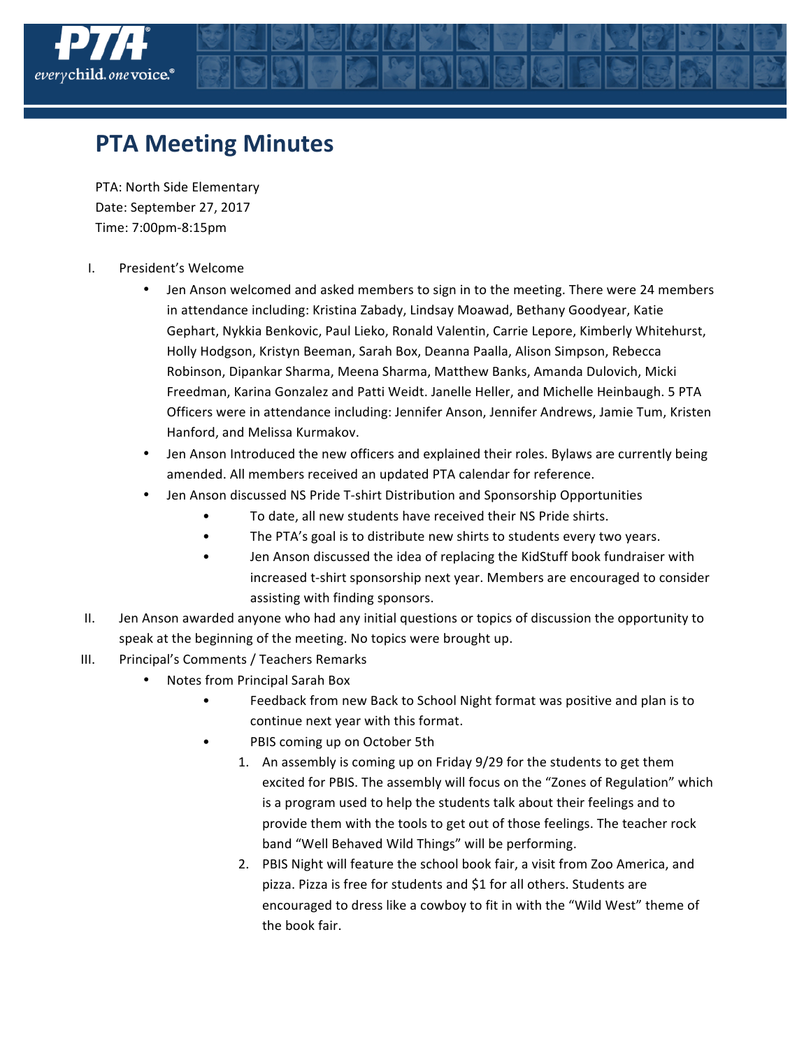# PTA Meeting Minutes

PTA: North Side Elementary
Date: September 27, 2017
Time: 7:00pm-8:15pm

I. President's Welcome
   - Jen Anson welcomed and asked members to sign in to the meeting. There were 24 members in attendance including: Kristina Zabady, Lindsay Moawad, Bethany Goodyear, Katie Gephart, Nykkia Benkovic, Paul Lieko, Ronald Valentin, Carrie Lepore, Kimberly Whitehurst, Holly Hodgson, Kristyn Beeman, Sarah Box, Deanna Paalla, Alison Simpson, Rebecca Robinson, Dipankar Sharma, Meena Sharma, Matthew Banks, Amanda Dulovich, Micki Freedman, Karina Gonzalez and Patti Weidt. Janelle Heller, and Michelle Heinbaugh. 5 PTA Officers were in attendance including: Jennifer Anson, Jennifer Andrews, Jamie Tum, Kristen Hanford, and Melissa Kurmakov.
   - Jen Anson Introduced the new officers and explained their roles. Bylaws are currently being amended. All members received an updated PTA calendar for reference.
   - Jen Anson discussed NS Pride T-shirt Distribution and Sponsorship Opportunities
     - To date, all new students have received their NS Pride shirts.
     - The PTA's goal is to distribute new shirts to students every two years.
     - Jen Anson discussed the idea of replacing the KidStuff book fundraiser with increased t-shirt sponsorship next year. Members are encouraged to consider assisting with finding sponsors.

II. Jen Anson awarded anyone who had any initial questions or topics of discussion the opportunity to speak at the beginning of the meeting. No topics were brought up.

III. Principal's Comments / Teachers Remarks
   - Notes from Principal Sarah Box
     - Feedback from new Back to School Night format was positive and plan is to continue next year with this format.
     - PBIS coming up on October 5th
       1. An assembly is coming up on Friday 9/29 for the students to get them excited for PBIS. The assembly will focus on the "Zones of Regulation" which is a program used to help the students talk about their feelings and to provide them with the tools to get out of those feelings. The teacher rock band "Well Behaved Wild Things" will be performing.
       2. PBIS Night will feature the school book fair, a visit from Zoo America, and pizza. Pizza is free for students and $1 for all others. Students are encouraged to dress like a cowboy to fit in with the "Wild West" theme of the book fair.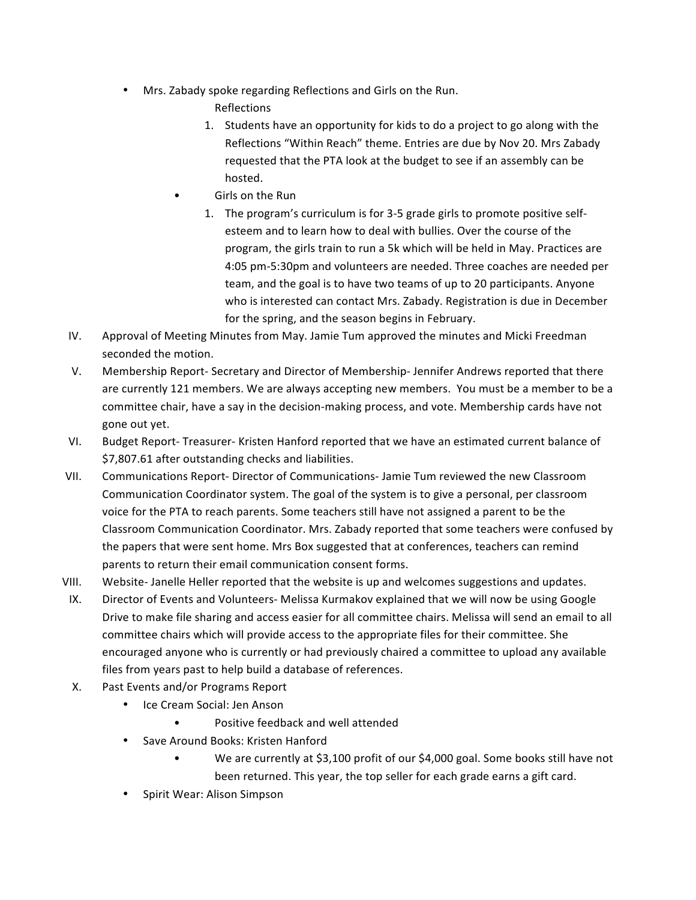- Mrs. Zabady spoke regarding Reflections and Girls on the Run.

  Reflections

  1. Students have an opportunity for kids to do a project to go along with the Reflections "Within Reach" theme. Entries are due by Nov 20. Mrs Zabady requested that the PTA look at the budget to see if an assembly can be hosted.

  - Girls on the Run

  1. The program's curriculum is for 3-5 grade girls to promote positive self-esteem and to learn how to deal with bullies. Over the course of the program, the girls train to run a 5k which will be held in May. Practices are 4:05 pm-5:30pm and volunteers are needed. Three coaches are needed per team, and the goal is to have two teams of up to 20 participants. Anyone who is interested can contact Mrs. Zabady. Registration is due in December for the spring, and the season begins in February.

IV. Approval of Meeting Minutes from May. Jamie Tum approved the minutes and Micki Freedman seconded the motion.

V. Membership Report- Secretary and Director of Membership- Jennifer Andrews reported that there are currently 121 members. We are always accepting new members. You must be a member to be a committee chair, have a say in the decision-making process, and vote. Membership cards have not gone out yet.

VI. Budget Report- Treasurer- Kristen Hanford reported that we have an estimated current balance of $7,807.61 after outstanding checks and liabilities.

VII. Communications Report- Director of Communications- Jamie Tum reviewed the new Classroom Communication Coordinator system. The goal of the system is to give a personal, per classroom voice for the PTA to reach parents. Some teachers still have not assigned a parent to be the Classroom Communication Coordinator. Mrs. Zabady reported that some teachers were confused by the papers that were sent home. Mrs Box suggested that at conferences, teachers can remind parents to return their email communication consent forms.

VIII. Website- Janelle Heller reported that the website is up and welcomes suggestions and updates.

IX. Director of Events and Volunteers- Melissa Kurmakov explained that we will now be using Google Drive to make file sharing and access easier for all committee chairs. Melissa will send an email to all committee chairs which will provide access to the appropriate files for their committee. She encouraged anyone who is currently or had previously chaired a committee to upload any available files from years past to help build a database of references.

X. Past Events and/or Programs Report

- Ice Cream Social: Jen Anson
  - Positive feedback and well attended
- Save Around Books: Kristen Hanford
  - We are currently at $3,100 profit of our $4,000 goal. Some books still have not been returned. This year, the top seller for each grade earns a gift card.
- Spirit Wear: Alison Simpson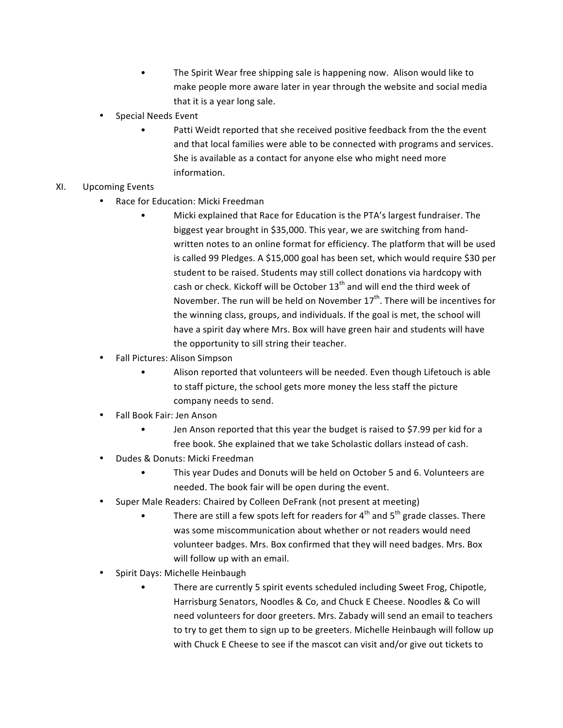- The Spirit Wear free shipping sale is happening now. Alison would like to make people more aware later in year through the website and social media that it is a year long sale.
- Special Needs Event
   - Patti Weidt reported that she received positive feedback from the the event and that local families were able to be connected with programs and services. She is available as a contact for anyone else who might need more information.

XI. Upcoming Events

- Race for Education: Micki Freedman
   - Micki explained that Race for Education is the PTA's largest fundraiser. The biggest year brought in $35,000. This year, we are switching from hand-written notes to an online format for efficiency. The platform that will be used is called 99 Pledges. A $15,000 goal has been set, which would require $30 per student to be raised. Students may still collect donations via hardcopy with cash or check. Kickoff will be October 13th and will end the third week of November. The run will be held on November 17th. There will be incentives for the winning class, groups, and individuals. If the goal is met, the school will have a spirit day where Mrs. Box will have green hair and students will have the opportunity to sill string their teacher.
- Fall Pictures: Alison Simpson
   - Alison reported that volunteers will be needed. Even though Lifetouch is able to staff picture, the school gets more money the less staff the picture company needs to send.
- Fall Book Fair: Jen Anson
   - Jen Anson reported that this year the budget is raised to $7.99 per kid for a free book. She explained that we take Scholastic dollars instead of cash.
- Dudes & Donuts: Micki Freedman
   - This year Dudes and Donuts will be held on October 5 and 6. Volunteers are needed. The book fair will be open during the event.
- Super Male Readers: Chaired by Colleen DeFrank (not present at meeting)
   - There are still a few spots left for readers for 4th and 5th grade classes. There was some miscommunication about whether or not readers would need volunteer badges. Mrs. Box confirmed that they will need badges. Mrs. Box will follow up with an email.
- Spirit Days: Michelle Heinbaugh
   - There are currently 5 spirit events scheduled including Sweet Frog, Chipotle, Harrisburg Senators, Noodles & Co, and Chuck E Cheese. Noodles & Co will need volunteers for door greeters. Mrs. Zabady will send an email to teachers to try to get them to sign up to be greeters. Michelle Heinbaugh will follow up with Chuck E Cheese to see if the mascot can visit and/or give out tickets to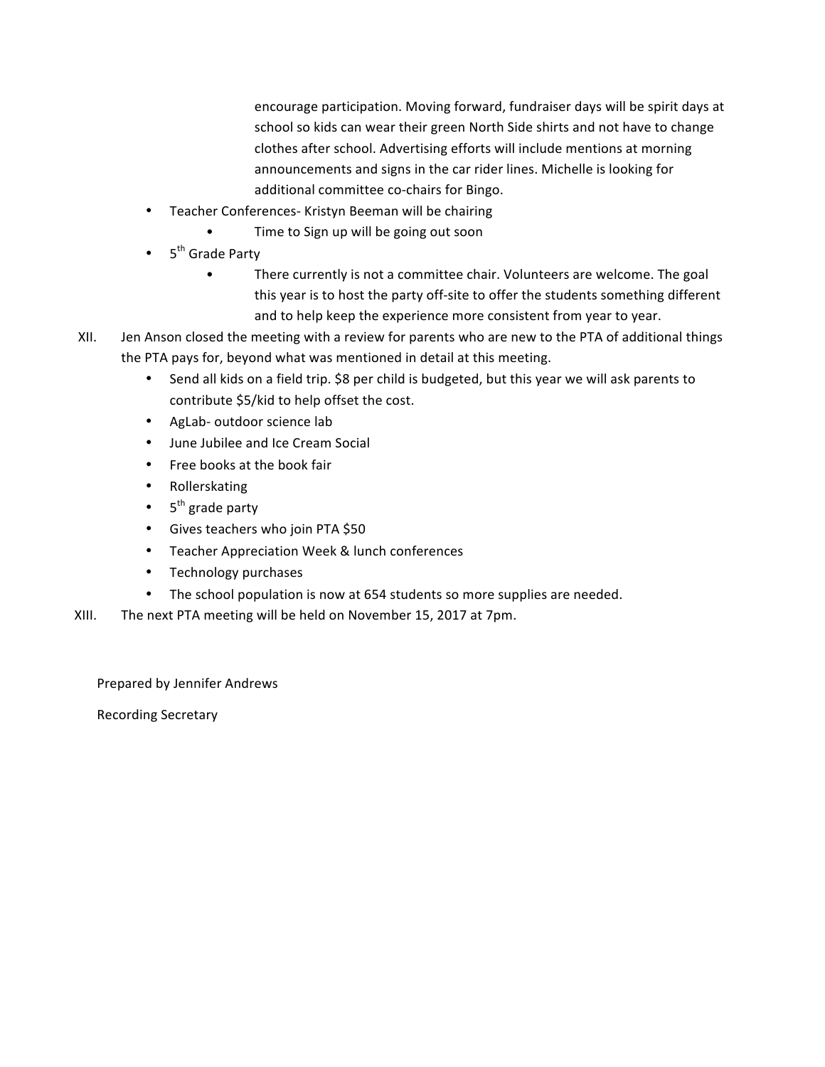encourage participation. Moving forward, fundraiser days will be spirit days at school so kids can wear their green North Side shirts and not have to change clothes after school. Advertising efforts will include mentions at morning announcements and signs in the car rider lines. Michelle is looking for additional committee co-chairs for Bingo.

- Teacher Conferences- Kristyn Beeman will be chairing
  - Time to Sign up will be going out soon
- 5th Grade Party
  - There currently is not a committee chair. Volunteers are welcome. The goal this year is to host the party off-site to offer the students something different and to help keep the experience more consistent from year to year.

XII. Jen Anson closed the meeting with a review for parents who are new to the PTA of additional things the PTA pays for, beyond what was mentioned in detail at this meeting.

- Send all kids on a field trip. $8 per child is budgeted, but this year we will ask parents to contribute $5/kid to help offset the cost.
- AgLab- outdoor science lab
- June Jubilee and Ice Cream Social
- Free books at the book fair
- Rollerskating
- 5th grade party
- Gives teachers who join PTA $50
- Teacher Appreciation Week & lunch conferences
- Technology purchases
- The school population is now at 654 students so more supplies are needed.

XIII. The next PTA meeting will be held on November 15, 2017 at 7pm.

Prepared by Jennifer Andrews

Recording Secretary